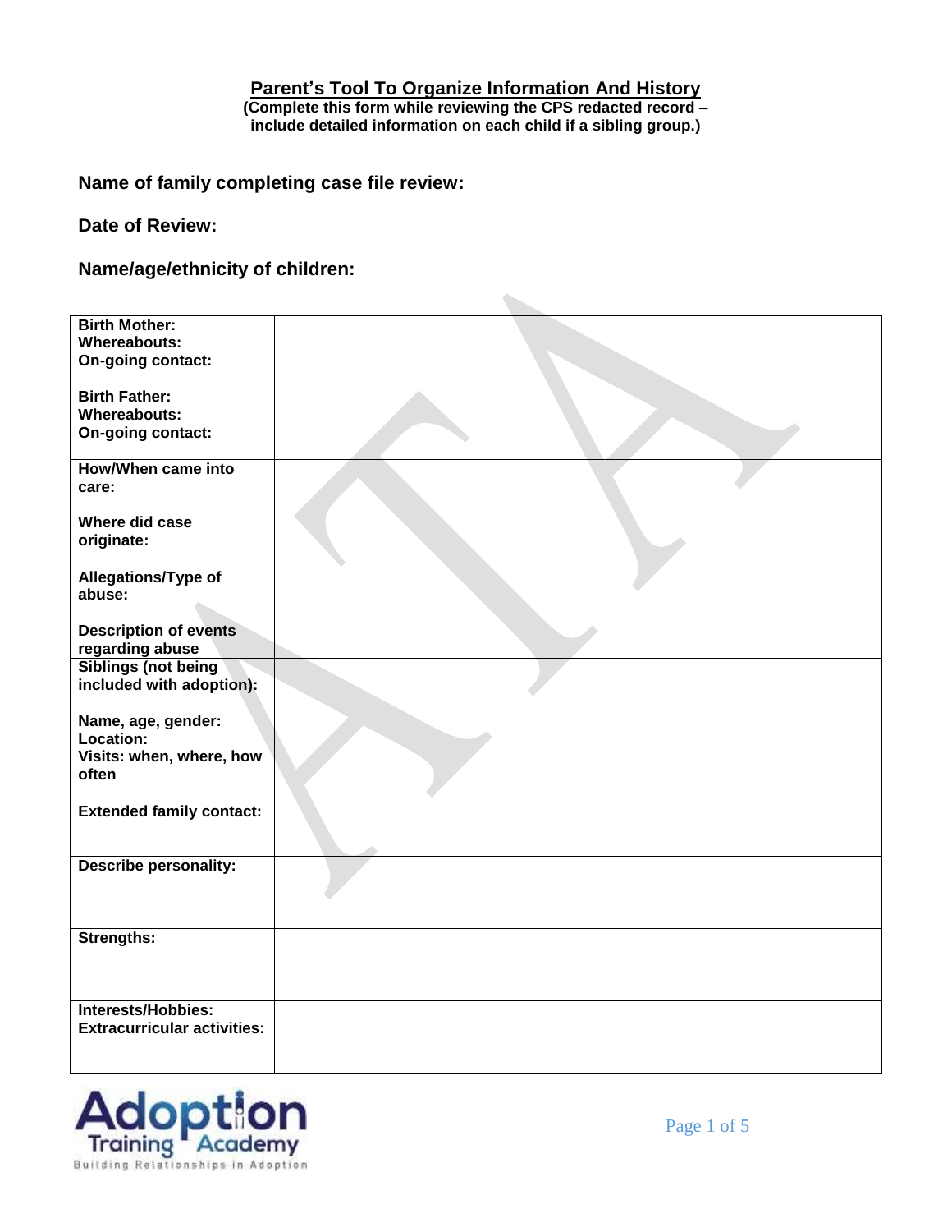# Parent's Tool To Organize Information And History

**(Complete this form while reviewing the CPS redacted record – include detailed information on each child if a sibling group.)**

**Name of family completing case file review:**

**Date of Review:**

**Name/age/ethnicity of children:**

| | |
|---|---|
| **Birth Mother:**<br>**Whereabouts:**<br>**On-going contact:**<br><br>**Birth Father:**<br>**Whereabouts:**<br>**On-going contact:** | |
| **How/When came into care:**<br><br>**Where did case originate:** | |
| **Allegations/Type of abuse:**<br><br>**Description of events regarding abuse** | |
| **Siblings (not being included with adoption):**<br><br>**Name, age, gender:**<br>**Location:**<br>**Visits: when, where, how often** | |
| **Extended family contact:** | |
| **Describe personality:** | |
| **Strengths:** | |
| **Interests/Hobbies:**<br>**Extracurricular activities:** | |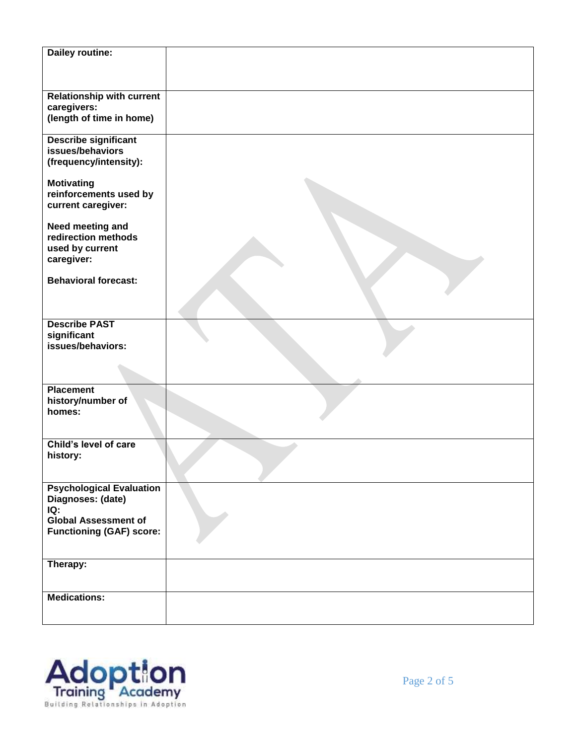| | |
|---|---|
| **Dailey routine:** | |
| **Relationship with current caregivers:** **(length of time in home)** | |
| **Describe significant issues/behaviors (frequency/intensity):** **Motivating reinforcements used by current caregiver:** **Need meeting and redirection methods used by current caregiver:** **Behavioral forecast:** | |
| **Describe PAST significant issues/behaviors:** | |
| **Placement history/number of homes:** | |
| **Child's level of care history:** | |
| **Psychological Evaluation Diagnoses: (date)** **IQ:** **Global Assessment of Functioning (GAF) score:** | |
| **Therapy:** | |
| **Medications:** | |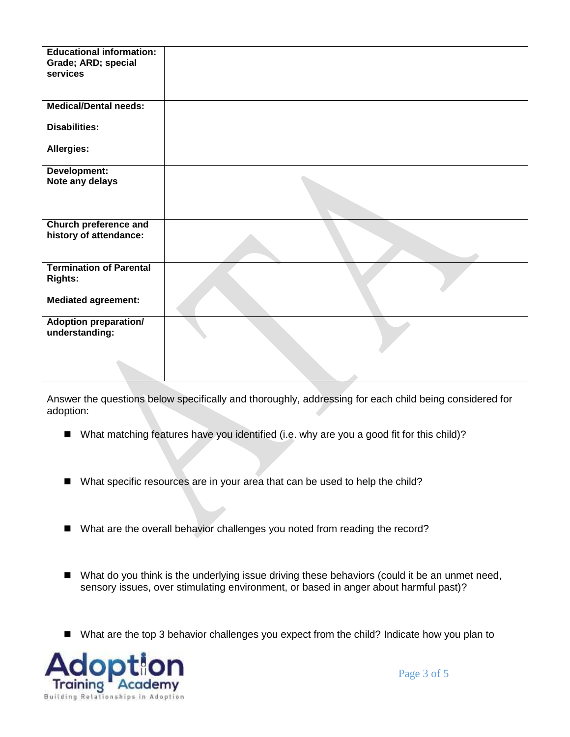| | |
|---|---|
| **Educational information: Grade; ARD; special services** | |
| **Medical/Dental needs:**<br><br>**Disabilities:**<br><br>**Allergies:** | |
| **Development: Note any delays** | |
| **Church preference and history of attendance:** | |
| **Termination of Parental Rights:**<br><br>**Mediated agreement:** | |
| **Adoption preparation/ understanding:** | |

Answer the questions below specifically and thoroughly, addressing for each child being considered for adoption:

- What matching features have you identified (i.e. why are you a good fit for this child)?

- What specific resources are in your area that can be used to help the child?

- What are the overall behavior challenges you noted from reading the record?

- What do you think is the underlying issue driving these behaviors (could it be an unmet need, sensory issues, over stimulating environment, or based in anger about harmful past)?

- What are the top 3 behavior challenges you expect from the child? Indicate how you plan to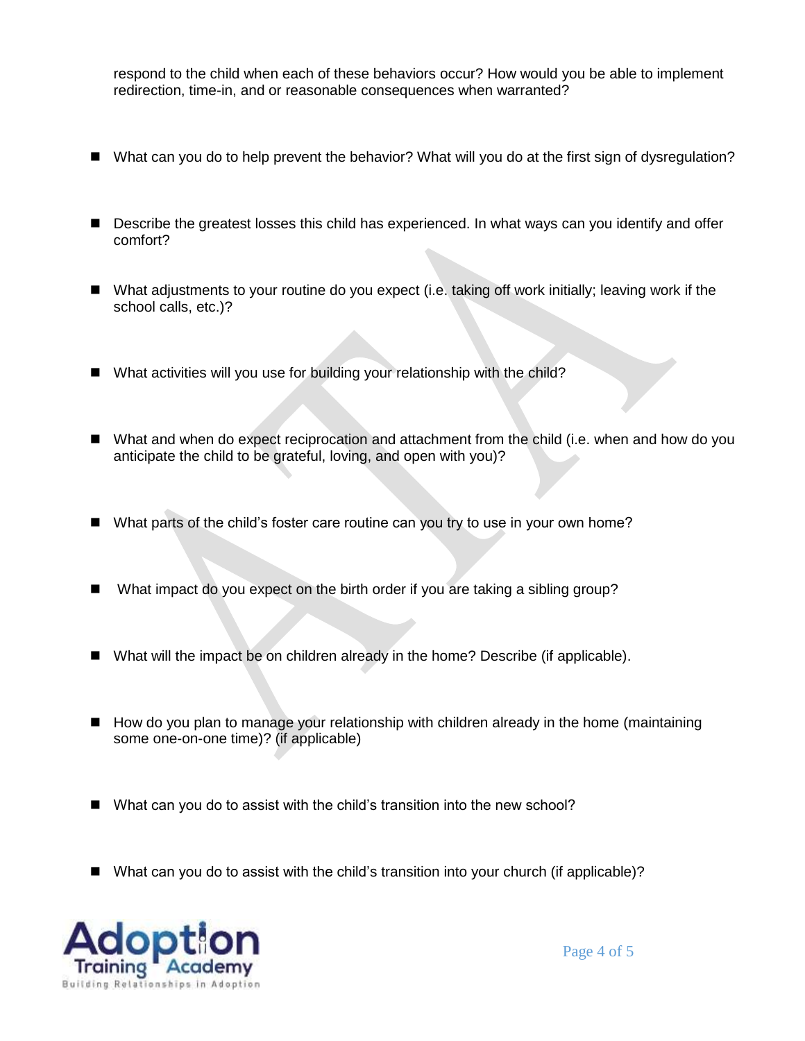respond to the child when each of these behaviors occur? How would you be able to implement redirection, time-in, and or reasonable consequences when warranted?

- What can you do to help prevent the behavior? What will you do at the first sign of dysregulation?

- Describe the greatest losses this child has experienced. In what ways can you identify and offer comfort?

- What adjustments to your routine do you expect (i.e. taking off work initially; leaving work if the school calls, etc.)?

- What activities will you use for building your relationship with the child?

- What and when do expect reciprocation and attachment from the child (i.e. when and how do you anticipate the child to be grateful, loving, and open with you)?

- What parts of the child's foster care routine can you try to use in your own home?

- What impact do you expect on the birth order if you are taking a sibling group?

- What will the impact be on children already in the home? Describe (if applicable).

- How do you plan to manage your relationship with children already in the home (maintaining some one-on-one time)? (if applicable)

- What can you do to assist with the child's transition into the new school?

- What can you do to assist with the child's transition into your church (if applicable)?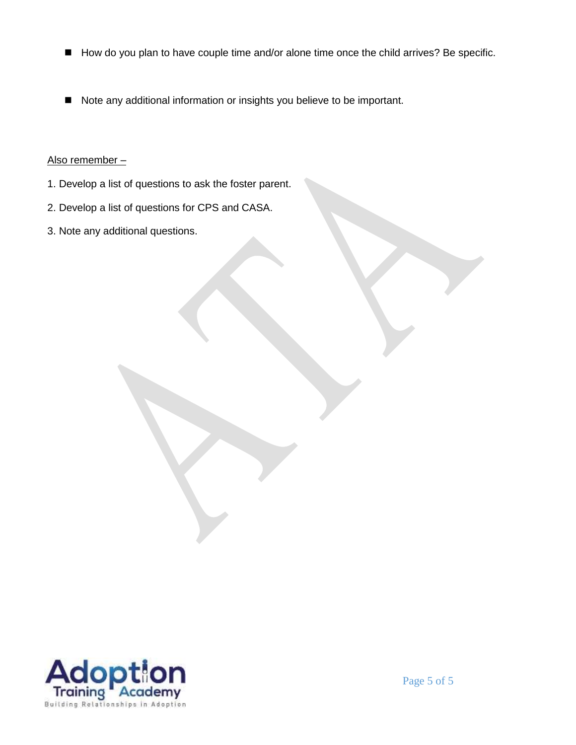- How do you plan to have couple time and/or alone time once the child arrives? Be specific.

- Note any additional information or insights you believe to be important.

Also remember –

1. Develop a list of questions to ask the foster parent.
2. Develop a list of questions for CPS and CASA.
3. Note any additional questions.